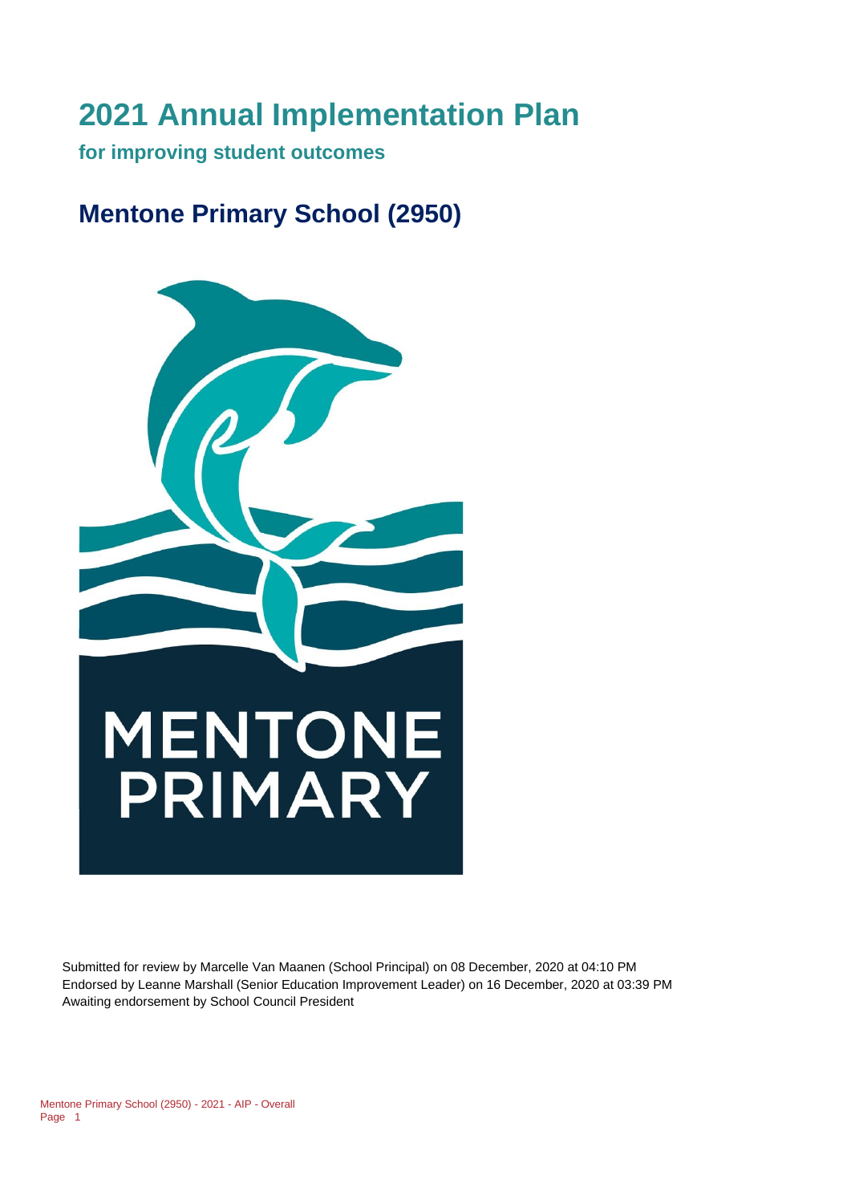# 2021 Annual Implementation Plan

**for improving student outcomes**

## Mentone Primary School (2950)

Submitted for review by Marcelle Van Maanen (School Principal) on 08 December, 2020 at 04:10 PM
Endorsed by Leanne Marshall (Senior Education Improvement Leader) on 16 December, 2020 at 03:39 PM
Awaiting endorsement by School Council President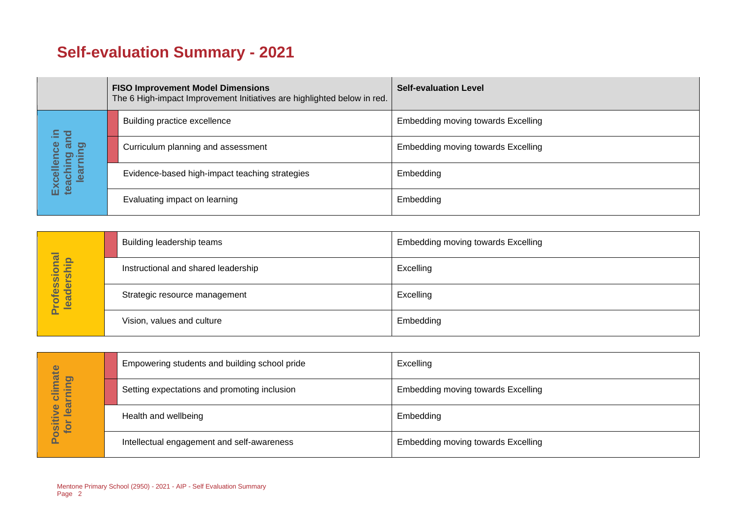# Self-evaluation Summary - 2021

| | FISO Improvement Model Dimensions<br>The 6 High-impact Improvement Initiatives are highlighted below in red. | Self-evaluation Level |
|---|---|---|
| Excellence in teaching and learning | Building practice excellence | Embedding moving towards Excelling |
| | Curriculum planning and assessment | Embedding moving towards Excelling |
| | Evidence-based high-impact teaching strategies | Embedding |
| | Evaluating impact on learning | Embedding |
| Professional leadership | Building leadership teams | Embedding moving towards Excelling |
| | Instructional and shared leadership | Excelling |
| | Strategic resource management | Excelling |
| | Vision, values and culture | Embedding |
| Positive climate for learning | Empowering students and building school pride | Excelling |
| | Setting expectations and promoting inclusion | Embedding moving towards Excelling |
| | Health and wellbeing | Embedding |
| | Intellectual engagement and self-awareness | Embedding moving towards Excelling |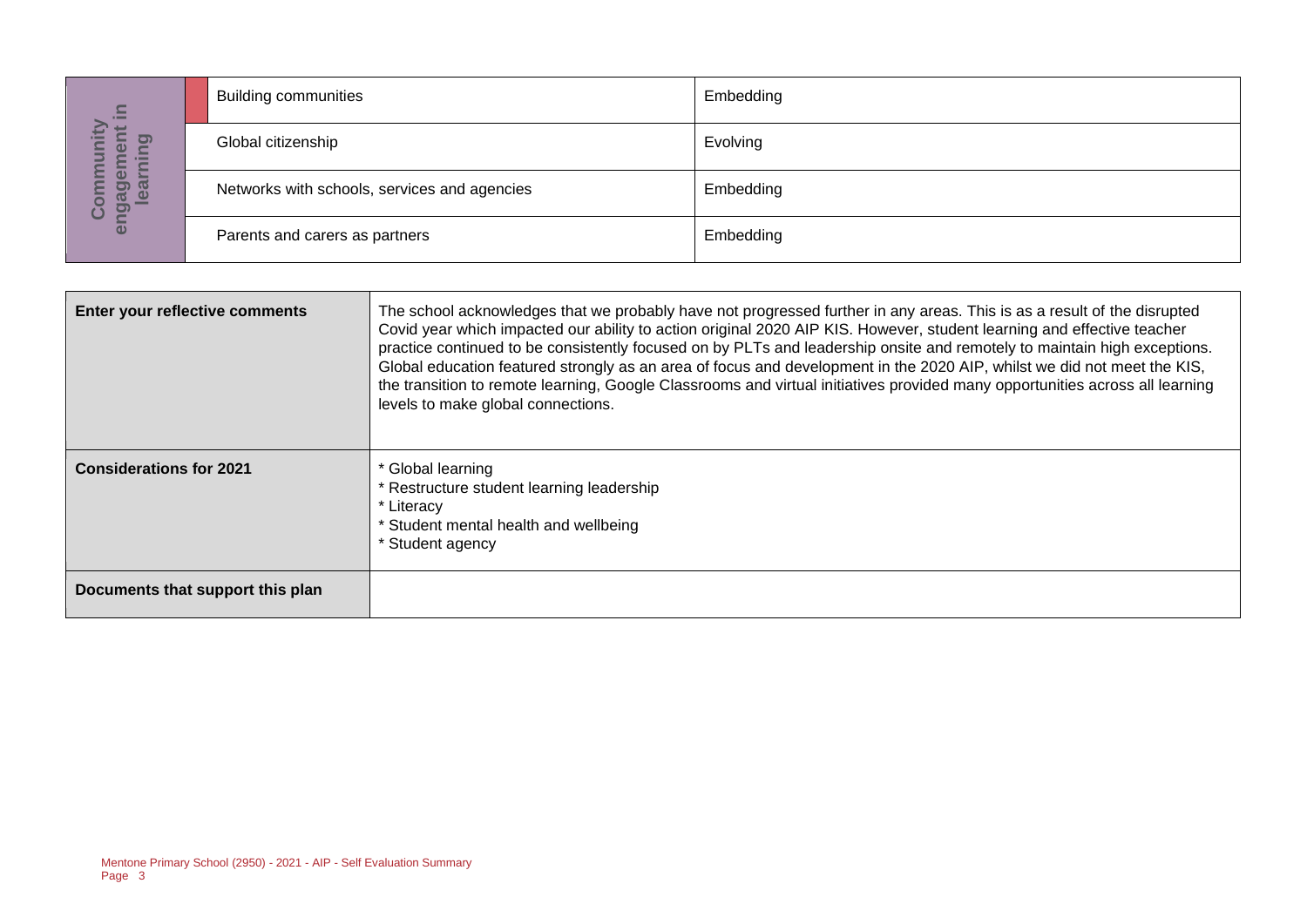| Community engagement in learning | | |
|---|---|---|
| | Building communities | Embedding |
| | Global citizenship | Evolving |
| | Networks with schools, services and agencies | Embedding |
| | Parents and carers as partners | Embedding |

| | |
|---|---|
| **Enter your reflective comments** | The school acknowledges that we probably have not progressed further in any areas. This is as a result of the disrupted Covid year which impacted our ability to action original 2020 AIP KIS. However, student learning and effective teacher practice continued to be consistently focused on by PLTs and leadership onsite and remotely to maintain high exceptions. Global education featured strongly as an area of focus and development in the 2020 AIP, whilst we did not meet the KIS, the transition to remote learning, Google Classrooms and virtual initiatives provided many opportunities across all learning levels to make global connections. |
| **Considerations for 2021** | * Global learning<br>* Restructure student learning leadership<br>* Literacy<br>* Student mental health and wellbeing<br>* Student agency |
| **Documents that support this plan** | |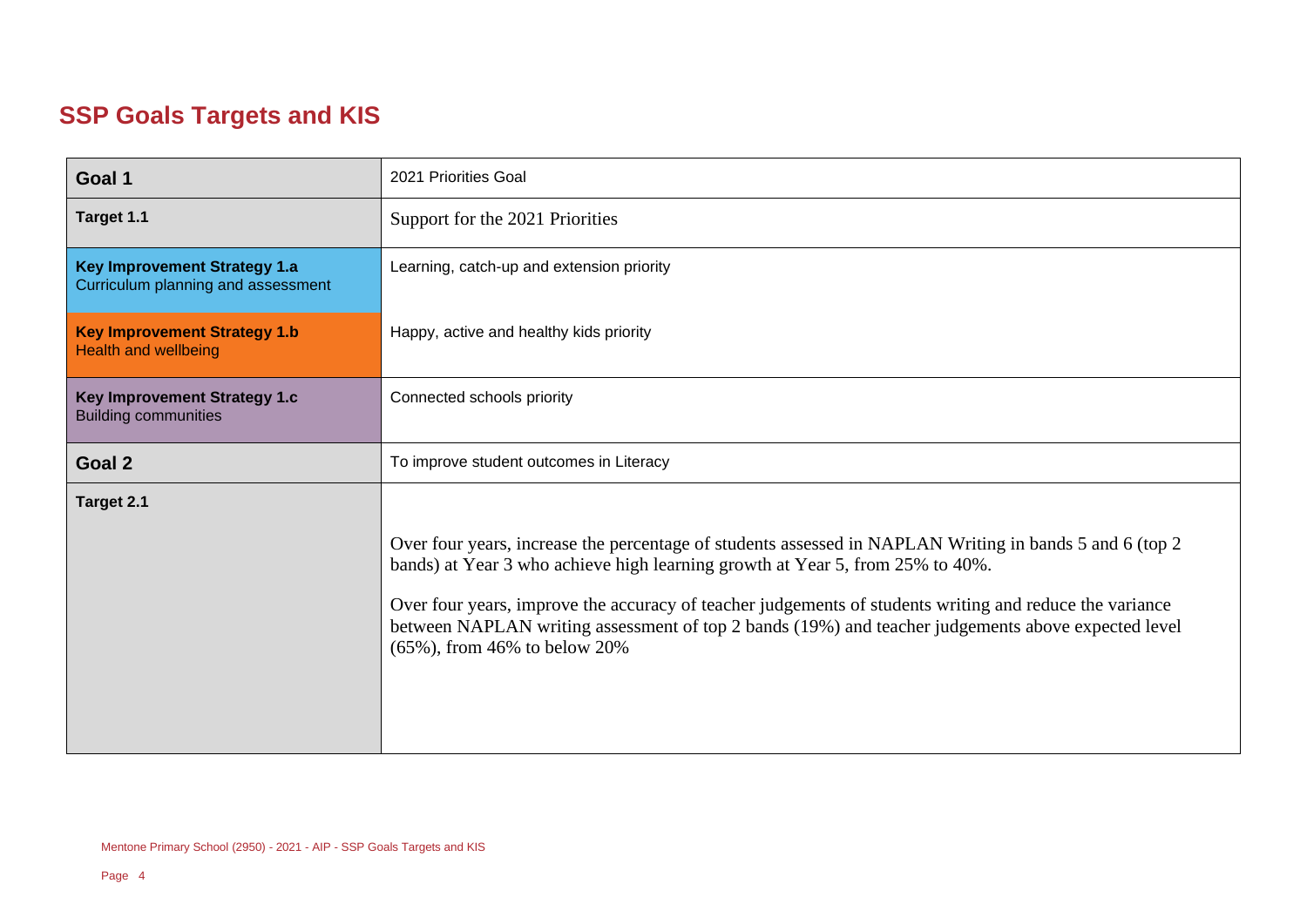## SSP Goals Targets and KIS

| | |
|---|---|
| **Goal 1** | 2021 Priorities Goal |
| **Target 1.1** | Support for the 2021 Priorities |
| **Key Improvement Strategy 1.a** Curriculum planning and assessment | Learning, catch-up and extension priority |
| **Key Improvement Strategy 1.b** Health and wellbeing | Happy, active and healthy kids priority |
| **Key Improvement Strategy 1.c** Building communities | Connected schools priority |
| **Goal 2** | To improve student outcomes in Literacy |
| **Target 2.1** | Over four years, increase the percentage of students assessed in NAPLAN Writing in bands 5 and 6 (top 2 bands) at Year 3 who achieve high learning growth at Year 5, from 25% to 40%.<br><br>Over four years, improve the accuracy of teacher judgements of students writing and reduce the variance between NAPLAN writing assessment of top 2 bands (19%) and teacher judgements above expected level (65%), from 46% to below 20% |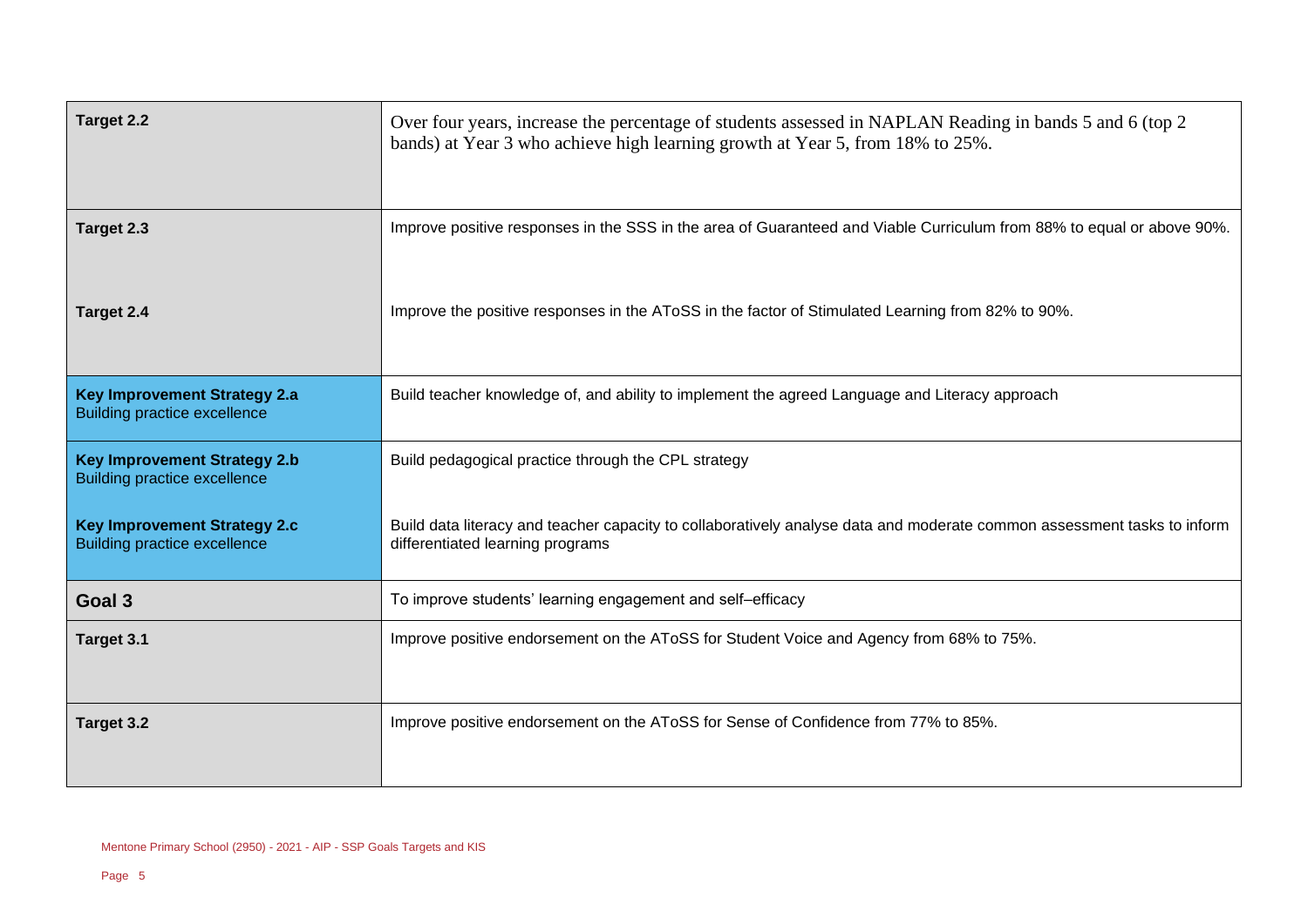| | |
|---|---|
| **Target 2.2** | Over four years, increase the percentage of students assessed in NAPLAN Reading in bands 5 and 6 (top 2 bands) at Year 3 who achieve high learning growth at Year 5, from 18% to 25%. |
| **Target 2.3** | Improve positive responses in the SSS in the area of Guaranteed and Viable Curriculum from 88% to equal or above 90%. |
| **Target 2.4** | Improve the positive responses in the AToSS in the factor of Stimulated Learning from 82% to 90%. |
| **Key Improvement Strategy 2.a** Building practice excellence | Build teacher knowledge of, and ability to implement the agreed Language and Literacy approach |
| **Key Improvement Strategy 2.b** Building practice excellence | Build pedagogical practice through the CPL strategy |
| **Key Improvement Strategy 2.c** Building practice excellence | Build data literacy and teacher capacity to collaboratively analyse data and moderate common assessment tasks to inform differentiated learning programs |
| **Goal 3** | To improve students' learning engagement and self–efficacy |
| **Target 3.1** | Improve positive endorsement on the AToSS for Student Voice and Agency from 68% to 75%. |
| **Target 3.2** | Improve positive endorsement on the AToSS for Sense of Confidence from 77% to 85%. |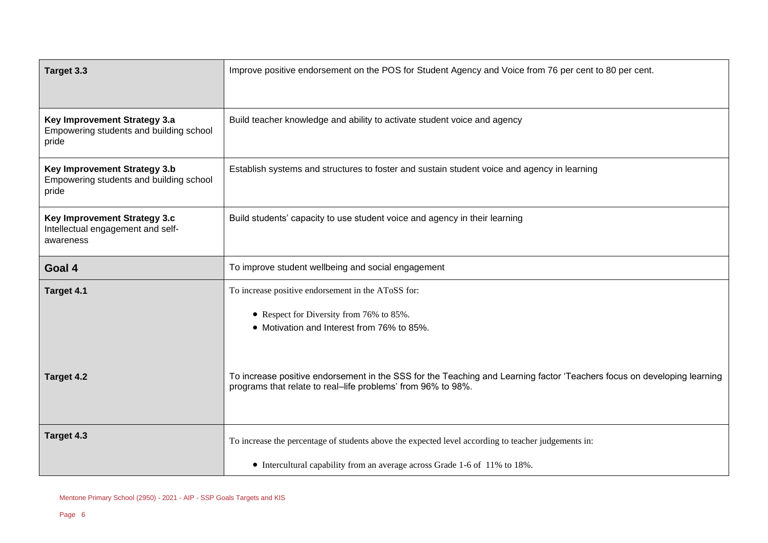| | |
|---|---|
| **Target 3.3** | Improve positive endorsement on the POS for Student Agency and Voice from 76 per cent to 80 per cent. |
| **Key Improvement Strategy 3.a** Empowering students and building school pride | Build teacher knowledge and ability to activate student voice and agency |
| **Key Improvement Strategy 3.b** Empowering students and building school pride | Establish systems and structures to foster and sustain student voice and agency in learning |
| **Key Improvement Strategy 3.c** Intellectual engagement and self-awareness | Build students' capacity to use student voice and agency in their learning |
| **Goal 4** | To improve student wellbeing and social engagement |
| **Target 4.1** | To increase positive endorsement in the AToSS for:<br>• Respect for Diversity from 76% to 85%.<br>• Motivation and Interest from 76% to 85%. |
| **Target 4.2** | To increase positive endorsement in the SSS for the Teaching and Learning factor 'Teachers focus on developing learning programs that relate to real–life problems' from 96% to 98%. |
| **Target 4.3** | To increase the percentage of students above the expected level according to teacher judgements in:<br>• Intercultural capability from an average across Grade 1-6 of 11% to 18%. |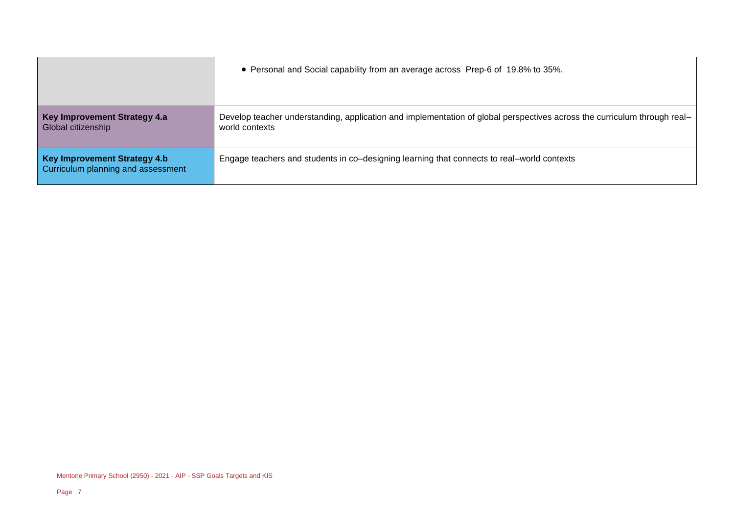| | |
|---|---|
| | • Personal and Social capability from an average across Prep-6 of 19.8% to 35%. |
| **Key Improvement Strategy 4.a**<br>Global citizenship | Develop teacher understanding, application and implementation of global perspectives across the curriculum through real–world contexts |
| **Key Improvement Strategy 4.b**<br>Curriculum planning and assessment | Engage teachers and students in co–designing learning that connects to real–world contexts |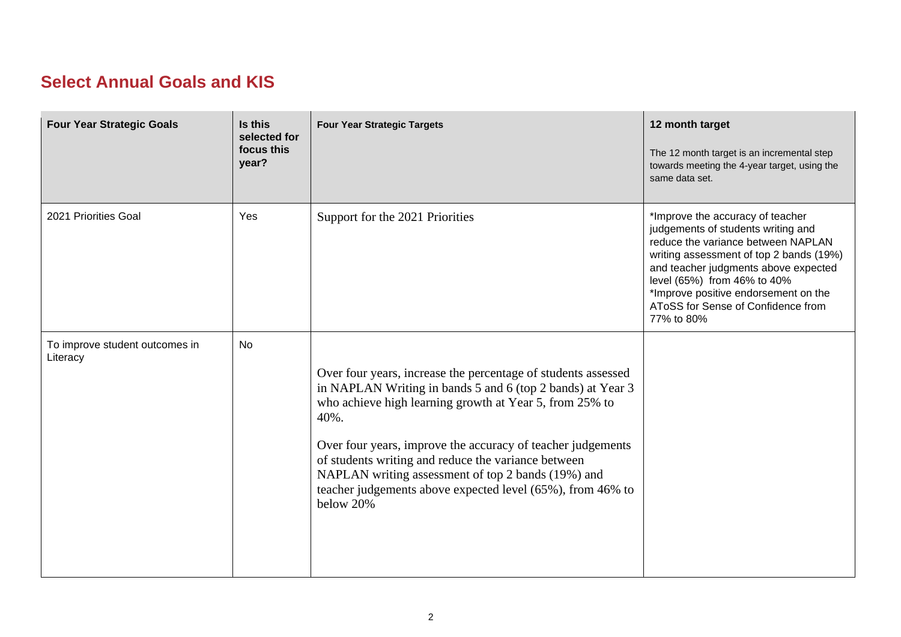## Select Annual Goals and KIS

| Four Year Strategic Goals | Is this selected for focus this year? | Four Year Strategic Targets | 12 month target<br><br>The 12 month target is an incremental step towards meeting the 4-year target, using the same data set. |
| --- | --- | --- | --- |
| 2021 Priorities Goal | Yes | Support for the 2021 Priorities | *Improve the accuracy of teacher judgements of students writing and reduce the variance between NAPLAN writing assessment of top 2 bands (19%) and teacher judgments above expected level (65%) from 46% to 40%<br>*Improve positive endorsement on the AToSS for Sense of Confidence from 77% to 80% |
| To improve student outcomes in Literacy | No | Over four years, increase the percentage of students assessed in NAPLAN Writing in bands 5 and 6 (top 2 bands) at Year 3 who achieve high learning growth at Year 5, from 25% to 40%.<br><br>Over four years, improve the accuracy of teacher judgements of students writing and reduce the variance between NAPLAN writing assessment of top 2 bands (19%) and teacher judgements above expected level (65%), from 46% to below 20% | |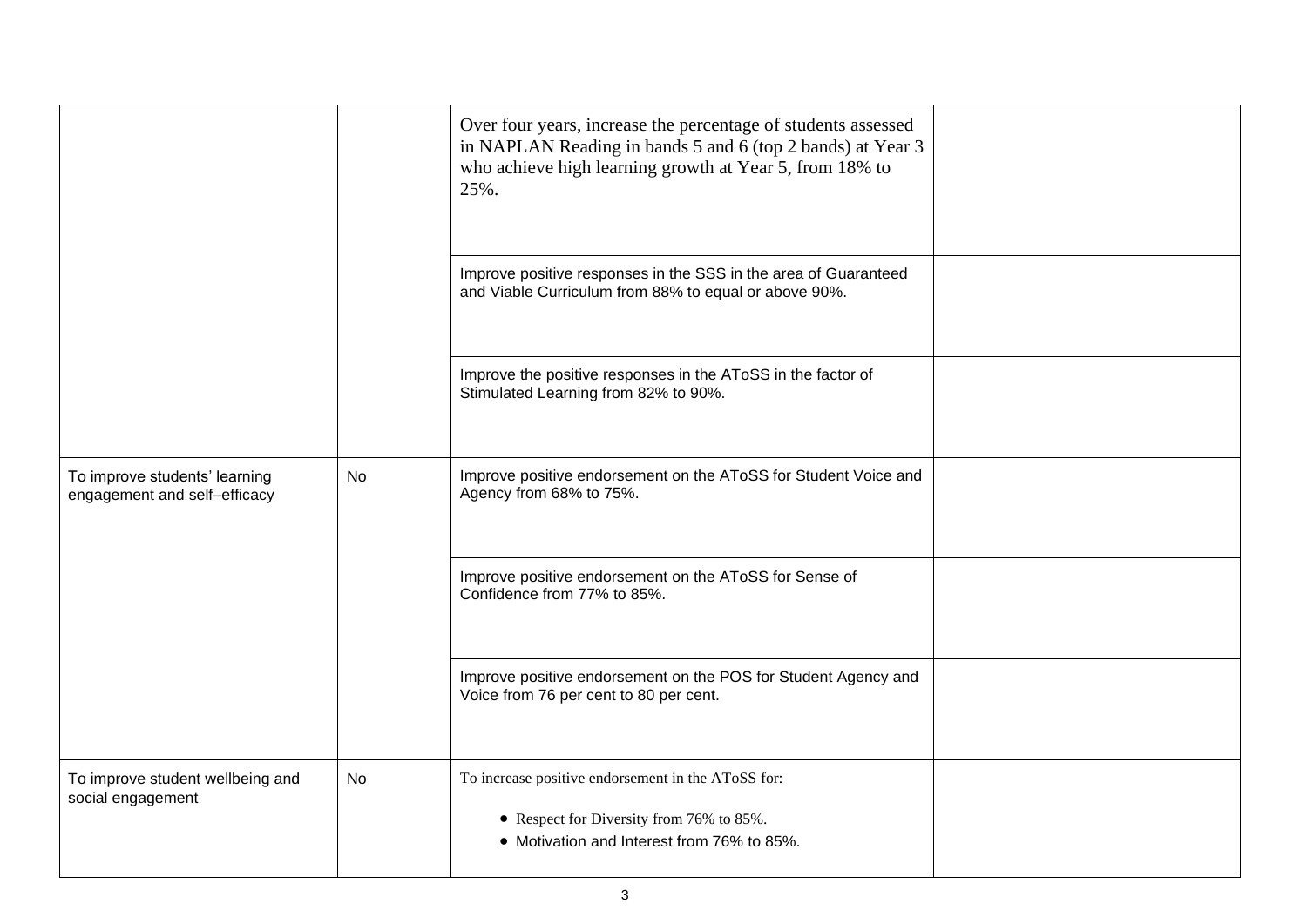| | | | |
|---|---|---|---|
| | | Over four years, increase the percentage of students assessed in NAPLAN Reading in bands 5 and 6 (top 2 bands) at Year 3 who achieve high learning growth at Year 5, from 18% to 25%. | |
| | | Improve positive responses in the SSS in the area of Guaranteed and Viable Curriculum from 88% to equal or above 90%. | |
| | | Improve the positive responses in the AToSS in the factor of Stimulated Learning from 82% to 90%. | |
| To improve students' learning engagement and self–efficacy | No | Improve positive endorsement on the AToSS for Student Voice and Agency from 68% to 75%. | |
| | | Improve positive endorsement on the AToSS for Sense of Confidence from 77% to 85%. | |
| | | Improve positive endorsement on the POS for Student Agency and Voice from 76 per cent to 80 per cent. | |
| To improve student wellbeing and social engagement | No | To increase positive endorsement in the AToSS for:<br>• Respect for Diversity from 76% to 85%.<br>• Motivation and Interest from 76% to 85%. | |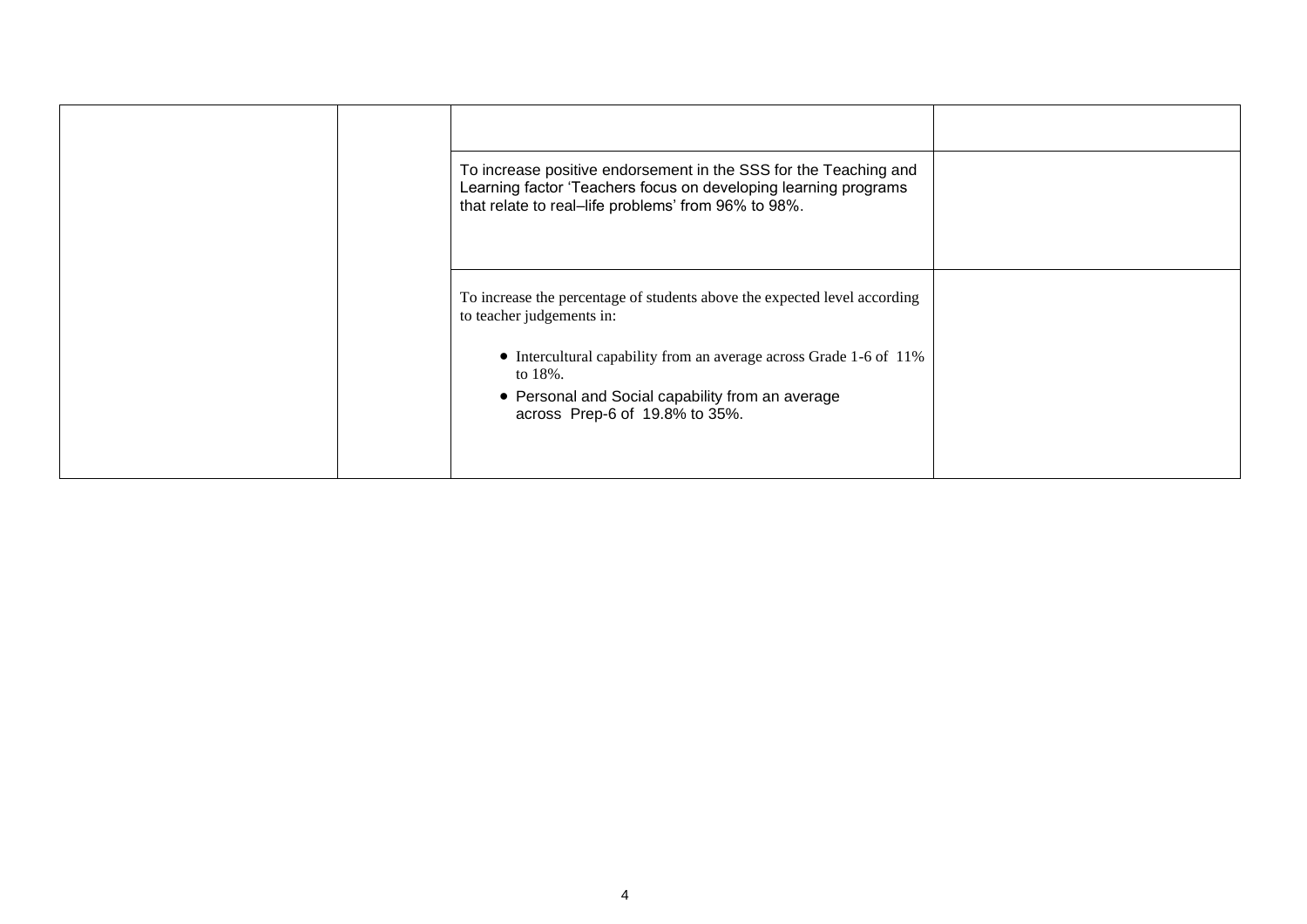| | | | |
|---|---|---|---|
| | | | |
| | | To increase positive endorsement in the SSS for the Teaching and Learning factor 'Teachers focus on developing learning programs that relate to real–life problems' from 96% to 98%. | |
| | | To increase the percentage of students above the expected level according to teacher judgements in:<br>• Intercultural capability from an average across Grade 1-6 of 11% to 18%.<br>• Personal and Social capability from an average across Prep-6 of 19.8% to 35%. | |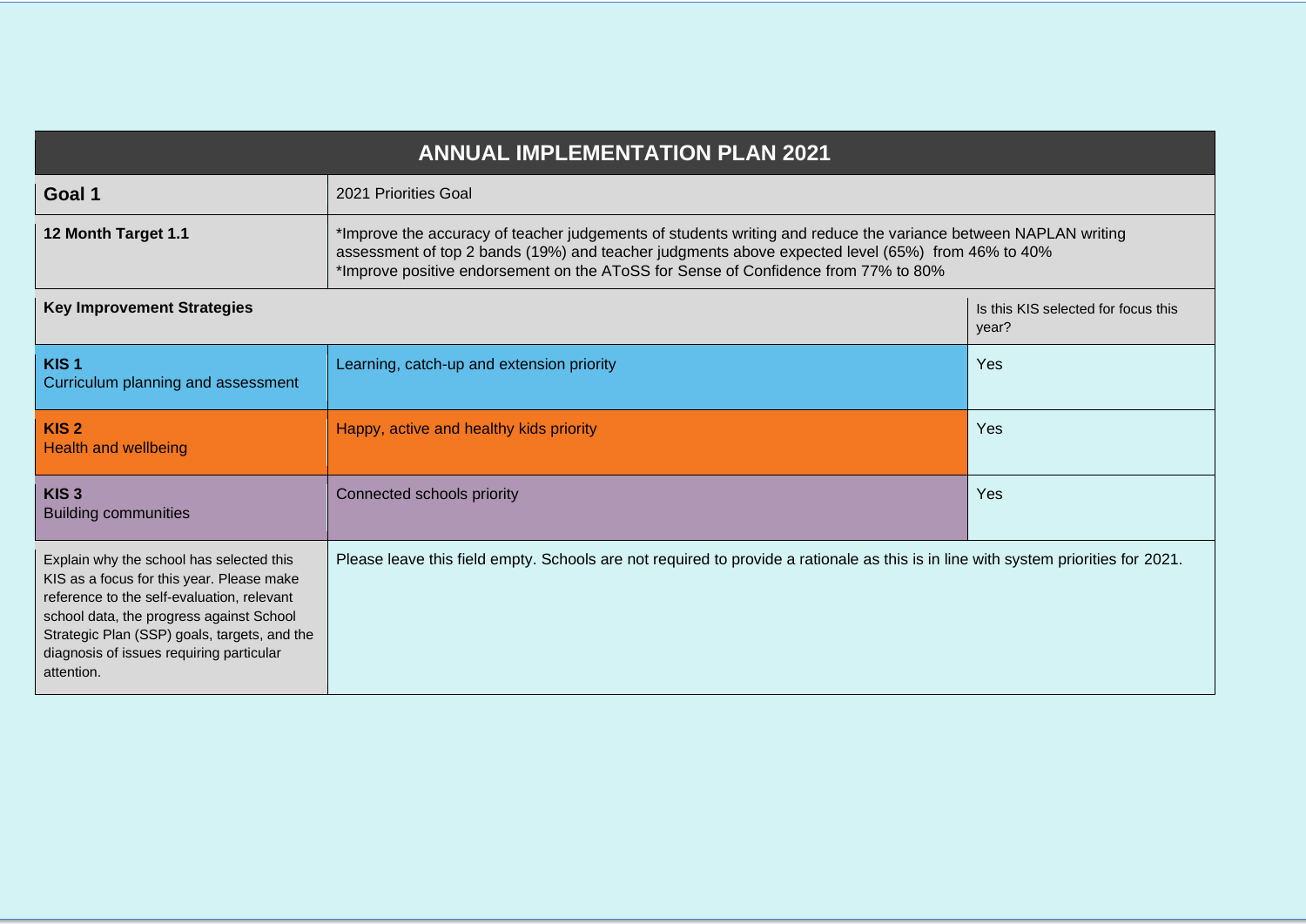| ANNUAL IMPLEMENTATION PLAN 2021 | | |
|---|---|---|
| **Goal 1** | 2021 Priorities Goal | |
| **12 Month Target 1.1** | *Improve the accuracy of teacher judgements of students writing and reduce the variance between NAPLAN writing assessment of top 2 bands (19%) and teacher judgments above expected level (65%) from 46% to 40%<br>*Improve positive endorsement on the AToSS for Sense of Confidence from 77% to 80% | |
| **Key Improvement Strategies** | | Is this KIS selected for focus this year? |
| **KIS 1**<br>Curriculum planning and assessment | Learning, catch-up and extension priority | Yes |
| **KIS 2**<br>Health and wellbeing | Happy, active and healthy kids priority | Yes |
| **KIS 3**<br>Building communities | Connected schools priority | Yes |
| Explain why the school has selected this KIS as a focus for this year. Please make reference to the self-evaluation, relevant school data, the progress against School Strategic Plan (SSP) goals, targets, and the diagnosis of issues requiring particular attention. | Please leave this field empty. Schools are not required to provide a rationale as this is in line with system priorities for 2021. | |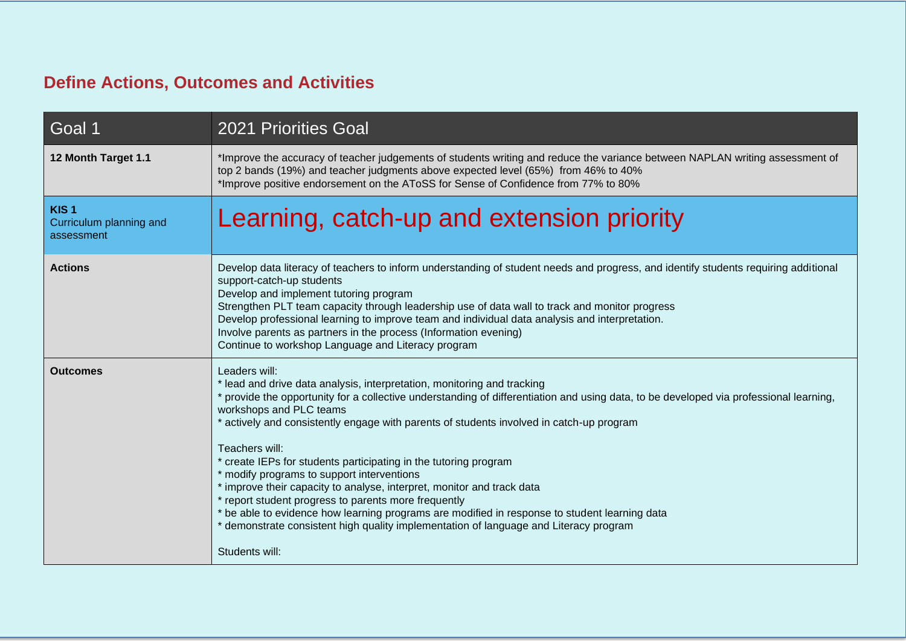## Define Actions, Outcomes and Activities

| Goal 1 | 2021 Priorities Goal |
|---|---|
| **12 Month Target 1.1** | *Improve the accuracy of teacher judgements of students writing and reduce the variance between NAPLAN writing assessment of top 2 bands (19%) and teacher judgments above expected level (65%) from 46% to 40%<br>*Improve positive endorsement on the AToSS for Sense of Confidence from 77% to 80% |
| **KIS 1**<br>Curriculum planning and assessment | Learning, catch-up and extension priority |
| **Actions** | Develop data literacy of teachers to inform understanding of student needs and progress, and identify students requiring additional support-catch-up students<br>Develop and implement tutoring program<br>Strengthen PLT team capacity through leadership use of data wall to track and monitor progress<br>Develop professional learning to improve team and individual data analysis and interpretation.<br>Involve parents as partners in the process (Information evening)<br>Continue to workshop Language and Literacy program |
| **Outcomes** | Leaders will:<br>* lead and drive data analysis, interpretation, monitoring and tracking<br>* provide the opportunity for a collective understanding of differentiation and using data, to be developed via professional learning, workshops and PLC teams<br>* actively and consistently engage with parents of students involved in catch-up program<br><br>Teachers will:<br>* create IEPs for students participating in the tutoring program<br>* modify programs to support interventions<br>* improve their capacity to analyse, interpret, monitor and track data<br>* report student progress to parents more frequently<br>* be able to evidence how learning programs are modified in response to student learning data<br>* demonstrate consistent high quality implementation of language and Literacy program<br><br>Students will: |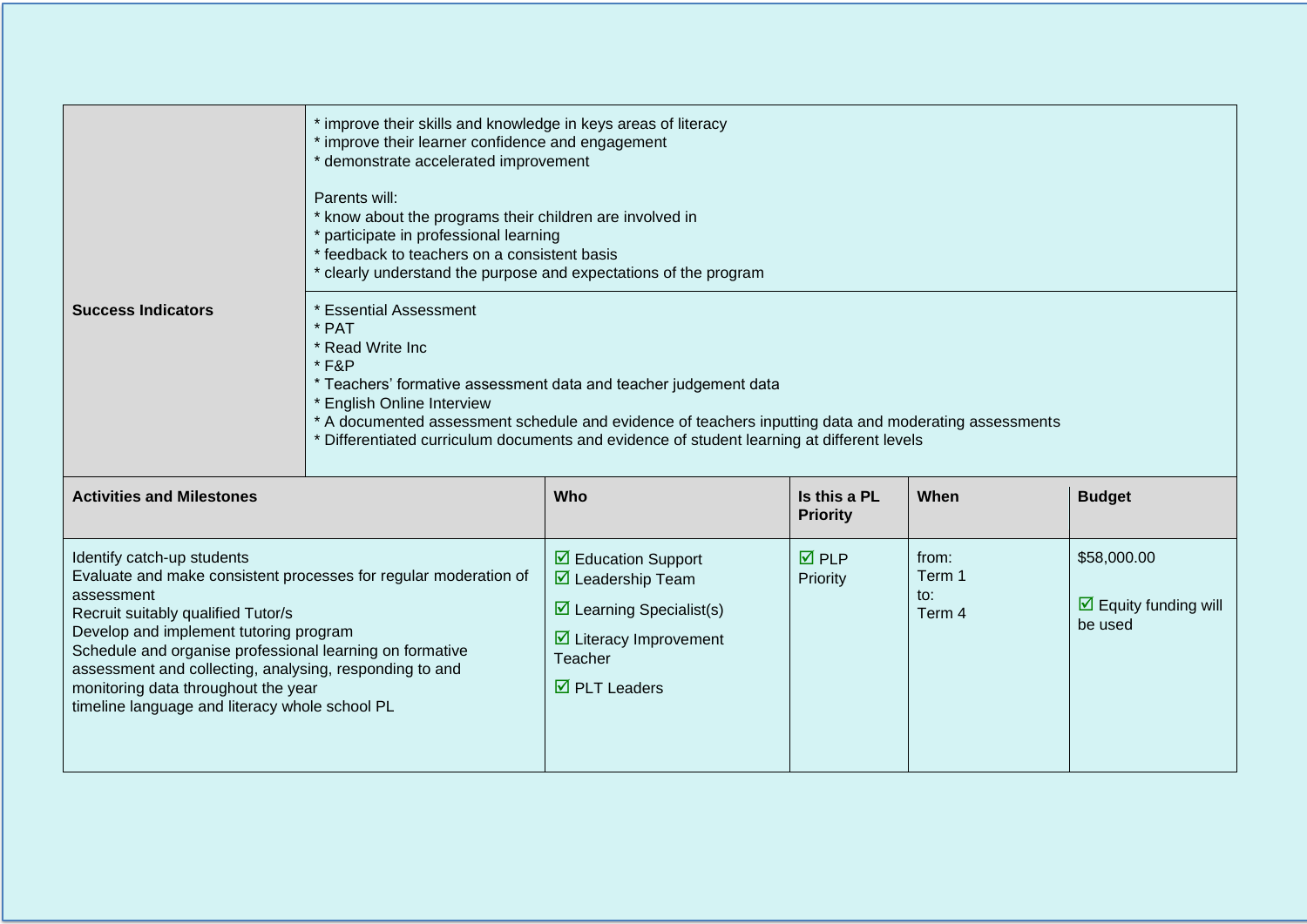| Success Indicators | * improve their skills and knowledge in keys areas of literacy<br>* improve their learner confidence and engagement<br>* demonstrate accelerated improvement<br><br>Parents will:<br>* know about the programs their children are involved in<br>* participate in professional learning<br>* feedback to teachers on a consistent basis<br>* clearly understand the purpose and expectations of the program |
|---|---|
| | * Essential Assessment<br>* PAT<br>* Read Write Inc<br>* F&P<br>* Teachers' formative assessment data and teacher judgement data<br>* English Online Interview<br>* A documented assessment schedule and evidence of teachers inputting data and moderating assessments<br>* Differentiated curriculum documents and evidence of student learning at different levels |

| **Activities and Milestones** | **Who** | **Is this a PL Priority** | **When** | **Budget** |
|---|---|---|---|---|
| Identify catch-up students<br>Evaluate and make consistent processes for regular moderation of assessment<br>Recruit suitably qualified Tutor/s<br>Develop and implement tutoring program<br>Schedule and organise professional learning on formative assessment and collecting, analysing, responding to and monitoring data throughout the year<br>timeline language and literacy whole school PL | ☑ Education Support<br>☑ Leadership Team<br>☑ Learning Specialist(s)<br>☑ Literacy Improvement Teacher<br>☑ PLT Leaders | ☑ PLP Priority | from:<br>Term 1<br>to:<br>Term 4 | $58,000.00<br><br>☑ Equity funding will be used |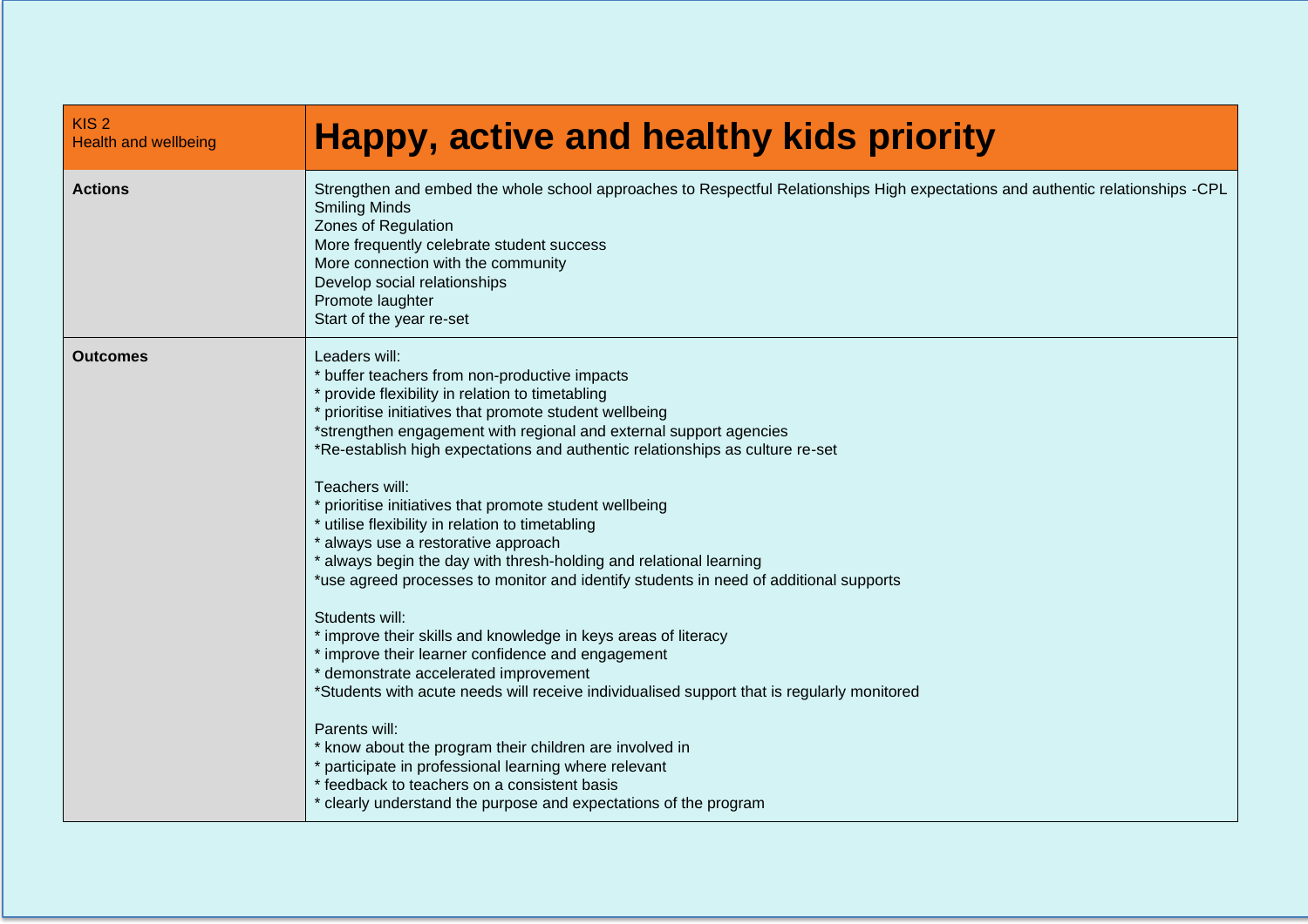| KIS 2<br>Health and wellbeing | **Happy, active and healthy kids priority** |
|---|---|
| **Actions** | Strengthen and embed the whole school approaches to Respectful Relationships High expectations and authentic relationships -CPL<br>Smiling Minds<br>Zones of Regulation<br>More frequently celebrate student success<br>More connection with the community<br>Develop social relationships<br>Promote laughter<br>Start of the year re-set |
| **Outcomes** | Leaders will:<br>* buffer teachers from non-productive impacts<br>* provide flexibility in relation to timetabling<br>* prioritise initiatives that promote student wellbeing<br>*strengthen engagement with regional and external support agencies<br>*Re-establish high expectations and authentic relationships as culture re-set<br><br>Teachers will:<br>* prioritise initiatives that promote student wellbeing<br>* utilise flexibility in relation to timetabling<br>* always use a restorative approach<br>* always begin the day with thresh-holding and relational learning<br>*use agreed processes to monitor and identify students in need of additional supports<br><br>Students will:<br>* improve their skills and knowledge in keys areas of literacy<br>* improve their learner confidence and engagement<br>* demonstrate accelerated improvement<br>*Students with acute needs will receive individualised support that is regularly monitored<br><br>Parents will:<br>* know about the program their children are involved in<br>* participate in professional learning where relevant<br>* feedback to teachers on a consistent basis<br>* clearly understand the purpose and expectations of the program |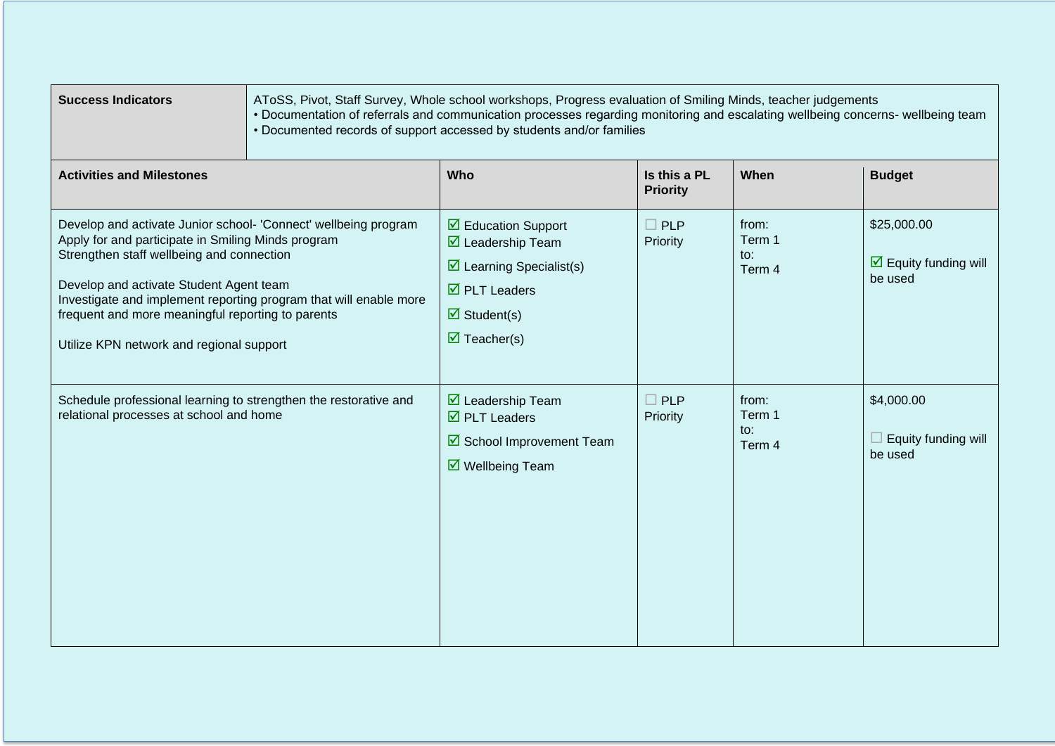| **Success Indicators** | AToSS, Pivot, Staff Survey, Whole school workshops, Progress evaluation of Smiling Minds, teacher judgements<br>• Documentation of referrals and communication processes regarding monitoring and escalating wellbeing concerns- wellbeing team<br>• Documented records of support accessed by students and/or families | | | |
|---|---|---|---|---|
| **Activities and Milestones** | **Who** | **Is this a PL Priority** | **When** | **Budget** |
| Develop and activate Junior school- 'Connect' wellbeing program<br>Apply for and participate in Smiling Minds program<br>Strengthen staff wellbeing and connection<br><br>Develop and activate Student Agent team<br>Investigate and implement reporting program that will enable more frequent and more meaningful reporting to parents<br><br>Utilize KPN network and regional support | ☑ Education Support<br>☑ Leadership Team<br>☑ Learning Specialist(s)<br>☑ PLT Leaders<br>☑ Student(s)<br>☑ Teacher(s) | ☐ PLP Priority | from:<br>Term 1<br>to:<br>Term 4 | $25,000.00<br><br>☑ Equity funding will be used |
| Schedule professional learning to strengthen the restorative and relational processes at school and home | ☑ Leadership Team<br>☑ PLT Leaders<br>☑ School Improvement Team<br>☑ Wellbeing Team | ☐ PLP Priority | from:<br>Term 1<br>to:<br>Term 4 | $4,000.00<br><br>☐ Equity funding will be used |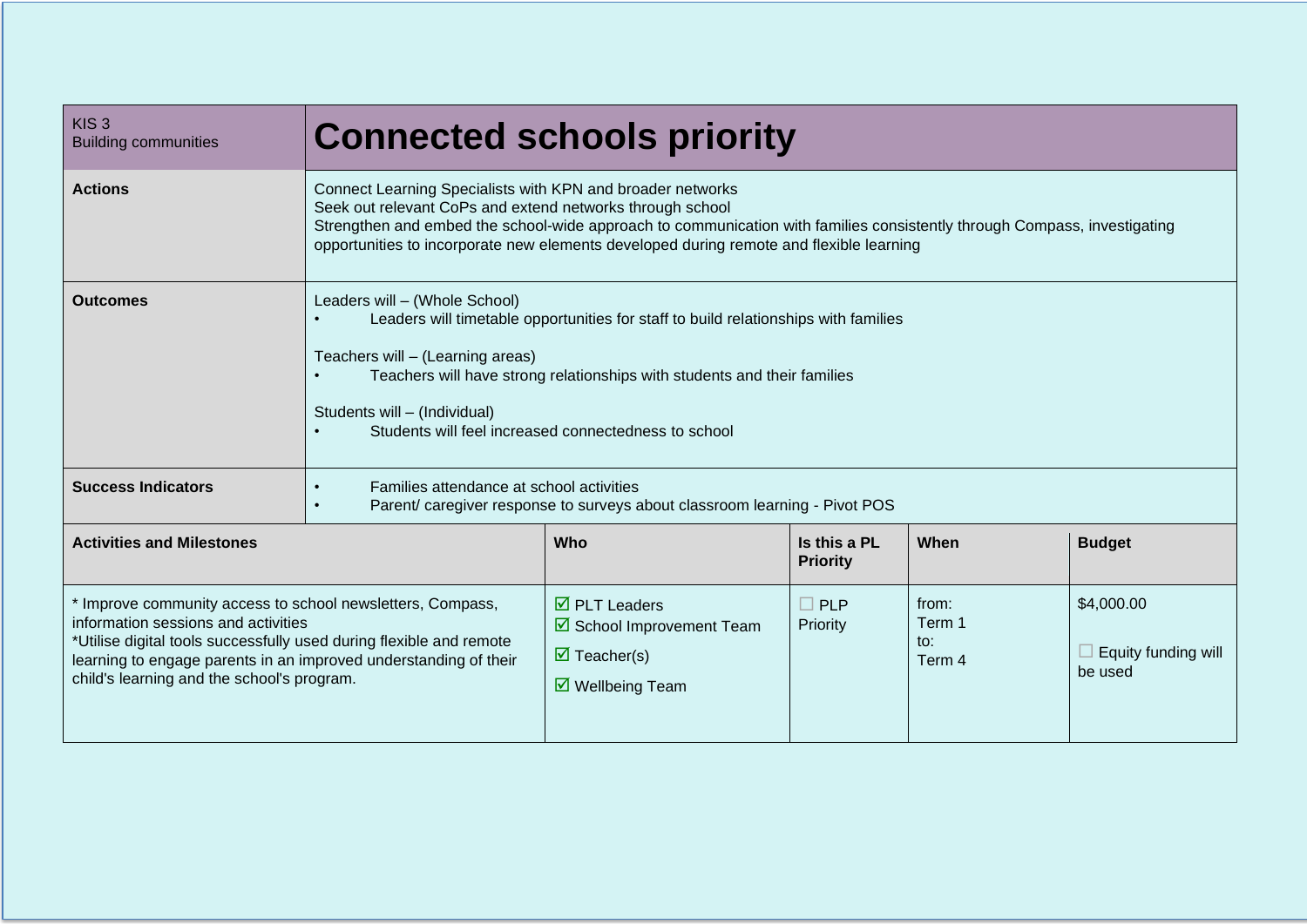| KIS 3<br>Building communities | **Connected schools priority** | | | |
|---|---|---|---|---|
| **Actions** | Connect Learning Specialists with KPN and broader networks<br>Seek out relevant CoPs and extend networks through school<br>Strengthen and embed the school-wide approach to communication with families consistently through Compass, investigating opportunities to incorporate new elements developed during remote and flexible learning | | | |
| **Outcomes** | Leaders will – (Whole School)<br>• Leaders will timetable opportunities for staff to build relationships with families<br><br>Teachers will – (Learning areas)<br>• Teachers will have strong relationships with students and their families<br><br>Students will – (Individual)<br>• Students will feel increased connectedness to school | | | |
| **Success Indicators** | • Families attendance at school activities<br>• Parent/ caregiver response to surveys about classroom learning - Pivot POS | | | |

| **Activities and Milestones** | **Who** | **Is this a PL Priority** | **When** | **Budget** |
|---|---|---|---|---|
| * Improve community access to school newsletters, Compass, information sessions and activities<br>*Utilise digital tools successfully used during flexible and remote learning to engage parents in an improved understanding of their child's learning and the school's program. | ☑ PLT Leaders<br>☑ School Improvement Team<br>☑ Teacher(s)<br>☑ Wellbeing Team | ☐ PLP Priority | from:<br>Term 1<br>to:<br>Term 4 | $4,000.00<br><br>☐ Equity funding will be used |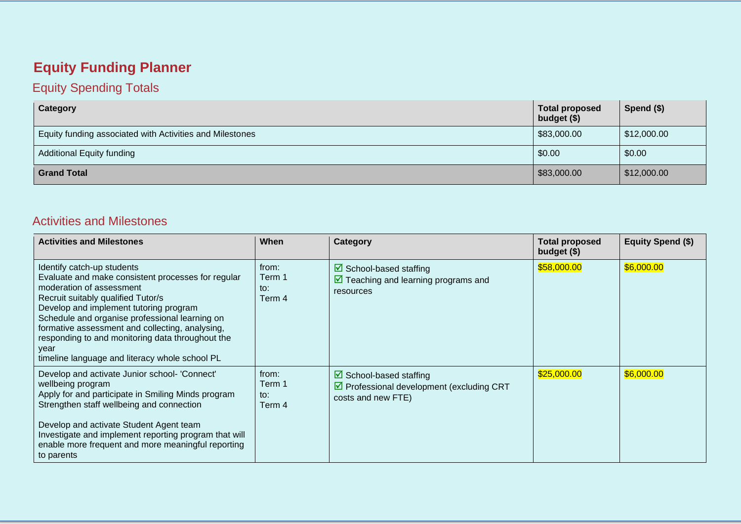# Equity Funding Planner

## Equity Spending Totals

| Category | Total proposed budget ($) | Spend ($) |
|---|---|---|
| Equity funding associated with Activities and Milestones | $83,000.00 | $12,000.00 |
| Additional Equity funding | $0.00 | $0.00 |
| **Grand Total** | $83,000.00 | $12,000.00 |

## Activities and Milestones

| Activities and Milestones | When | Category | Total proposed budget ($) | Equity Spend ($) |
|---|---|---|---|---|
| Identify catch-up students<br>Evaluate and make consistent processes for regular moderation of assessment<br>Recruit suitably qualified Tutor/s<br>Develop and implement tutoring program<br>Schedule and organise professional learning on formative assessment and collecting, analysing, responding to and monitoring data throughout the year<br>timeline language and literacy whole school PL | from:<br>Term 1<br>to:<br>Term 4 | ☑ School-based staffing<br>☑ Teaching and learning programs and resources | $58,000.00 | $6,000.00 |
| Develop and activate Junior school- 'Connect' wellbeing program<br>Apply for and participate in Smiling Minds program<br>Strengthen staff wellbeing and connection<br><br>Develop and activate Student Agent team<br>Investigate and implement reporting program that will enable more frequent and more meaningful reporting to parents | from:<br>Term 1<br>to:<br>Term 4 | ☑ School-based staffing<br>☑ Professional development (excluding CRT costs and new FTE) | $25,000.00 | $6,000.00 |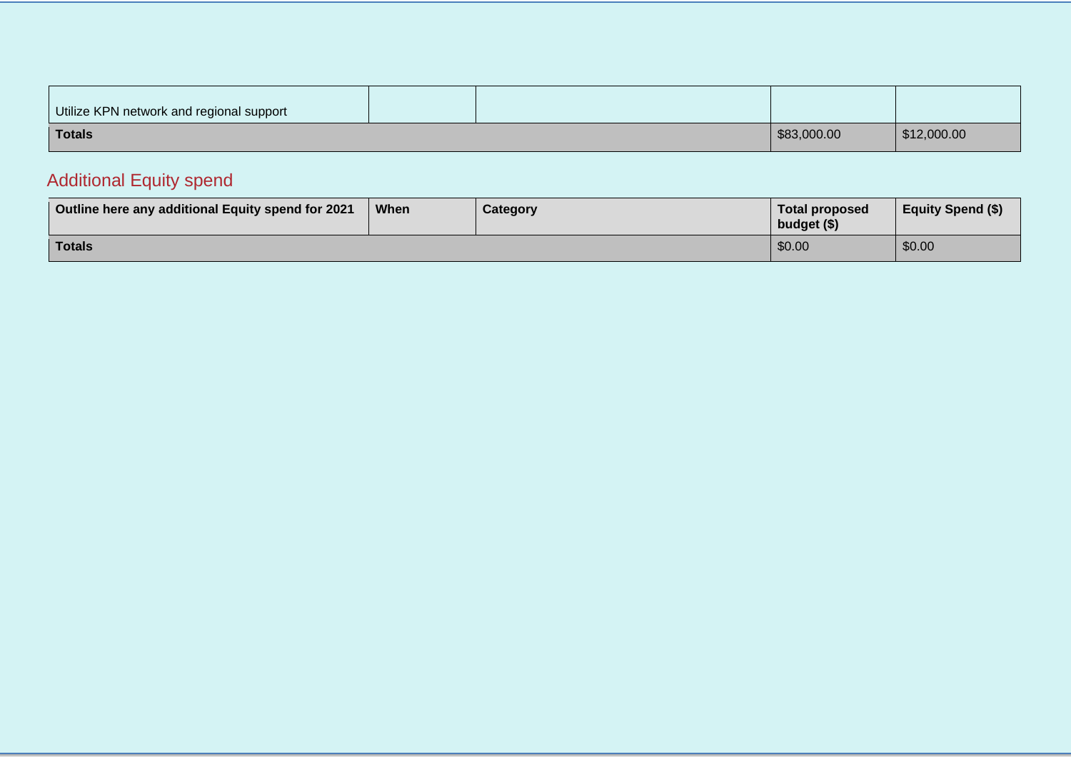| | | | | |
|---|---|---|---|---|
| Utilize KPN network and regional support | | | | |
| **Totals** | | | $83,000.00 | $12,000.00 |

## Additional Equity spend

| Outline here any additional Equity spend for 2021 | When | Category | Total proposed budget ($) | Equity Spend ($) |
|---|---|---|---|---|
| **Totals** | | | $0.00 | $0.00 |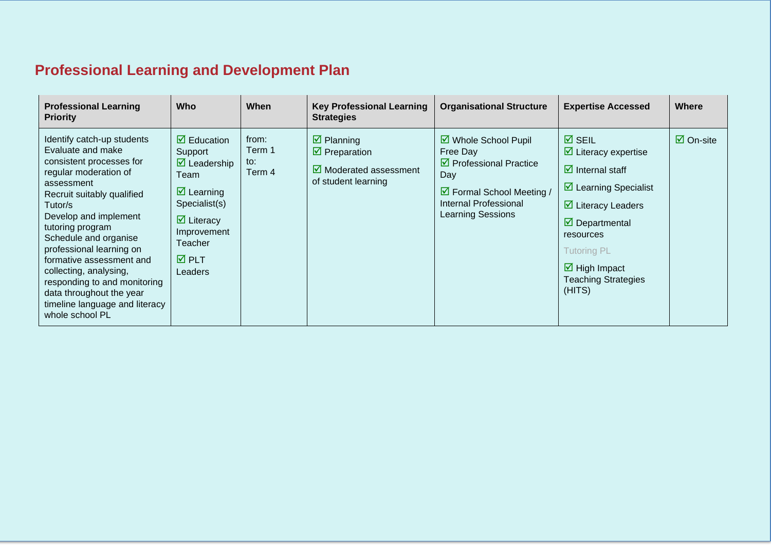## Professional Learning and Development Plan

| Professional Learning Priority | Who | When | Key Professional Learning Strategies | Organisational Structure | Expertise Accessed | Where |
|---|---|---|---|---|---|---|
| Identify catch-up students<br>Evaluate and make consistent processes for regular moderation of assessment<br>Recruit suitably qualified Tutor/s<br>Develop and implement tutoring program<br>Schedule and organise professional learning on formative assessment and collecting, analysing, responding to and monitoring data throughout the year<br>timeline language and literacy whole school PL | ☑ Education Support<br>☑ Leadership Team<br>☑ Learning Specialist(s)<br>☑ Literacy Improvement Teacher<br>☑ PLT Leaders | from:<br>Term 1<br>to:<br>Term 4 | ☑ Planning<br>☑ Preparation<br>☑ Moderated assessment of student learning | ☑ Whole School Pupil Free Day<br>☑ Professional Practice Day<br>☑ Formal School Meeting / Internal Professional Learning Sessions | ☑ SEIL<br>☑ Literacy expertise<br>☑ Internal staff<br>☑ Learning Specialist<br>☑ Literacy Leaders<br>☑ Departmental resources<br>Tutoring PL<br>☑ High Impact Teaching Strategies (HITS) | ☑ On-site |